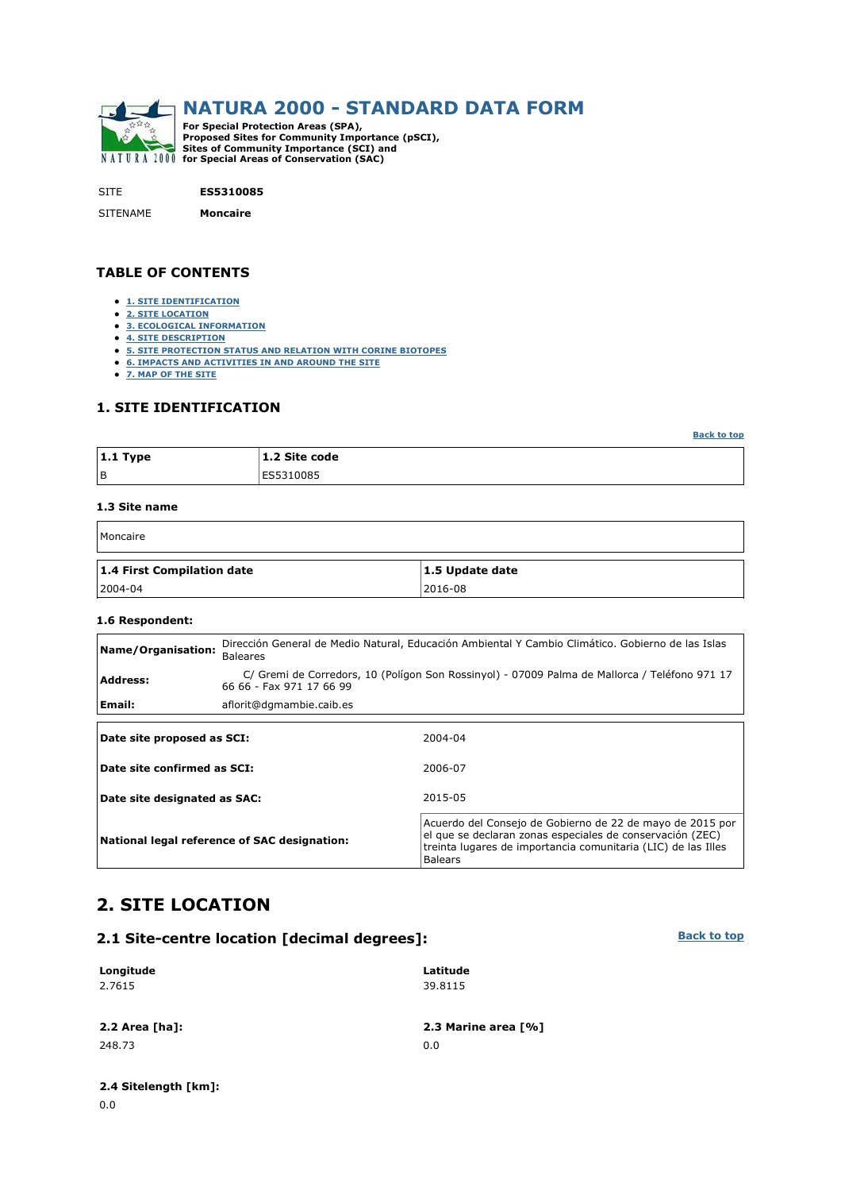# NATURA 2000 - STANDARD DATA FORM

**For Special Protection Areas (SPA), Proposed Sites for Community Importance (pSCI), Sites of Community Importance (SCI) and for Special Areas of Conservation (SAC)**

| | |
|---|---|
| SITE | **ES5310085** |
| SITENAME | **Moncaire** |

## TABLE OF CONTENTS

- 1. SITE IDENTIFICATION
- 2. SITE LOCATION
- 3. ECOLOGICAL INFORMATION
- 4. SITE DESCRIPTION
- 5. SITE PROTECTION STATUS AND RELATION WITH CORINE BIOTOPES
- 6. IMPACTS AND ACTIVITIES IN AND AROUND THE SITE
- 7. MAP OF THE SITE

## 1. SITE IDENTIFICATION

Back to top

| 1.1 Type | 1.2 Site code |
|---|---|
| B | ES5310085 |

### 1.3 Site name

| |
|---|
| Moncaire |

| 1.4 First Compilation date | 1.5 Update date |
|---|---|
| 2004-04 | 2016-08 |

### 1.6 Respondent:

| | |
|---|---|
| **Name/Organisation:** | Dirección General de Medio Natural, Educación Ambiental Y Cambio Climático. Gobierno de las Islas Baleares |
| **Address:** | C/ Gremi de Corredors, 10 (Polígon Son Rossinyol) - 07009 Palma de Mallorca / Teléfono 971 17 66 66 - Fax 971 17 66 99 |
| **Email:** | aflorit@dgmambie.caib.es |

| | |
|---|---|
| **Date site proposed as SCI:** | 2004-04 |
| **Date site confirmed as SCI:** | 2006-07 |
| **Date site designated as SAC:** | 2015-05 |
| **National legal reference of SAC designation:** | Acuerdo del Consejo de Gobierno de 22 de mayo de 2015 por el que se declaran zonas especiales de conservación (ZEC) treinta lugares de importancia comunitaria (LIC) de las Illes Balears |

# 2. SITE LOCATION

## 2.1 Site-centre location [decimal degrees]:

Back to top

| Longitude | Latitude |
|---|---|
| 2.7615 | 39.8115 |

| 2.2 Area [ha]: | 2.3 Marine area [%] |
|---|---|
| 248.73 | 0.0 |

**2.4 Sitelength [km]:**

0.0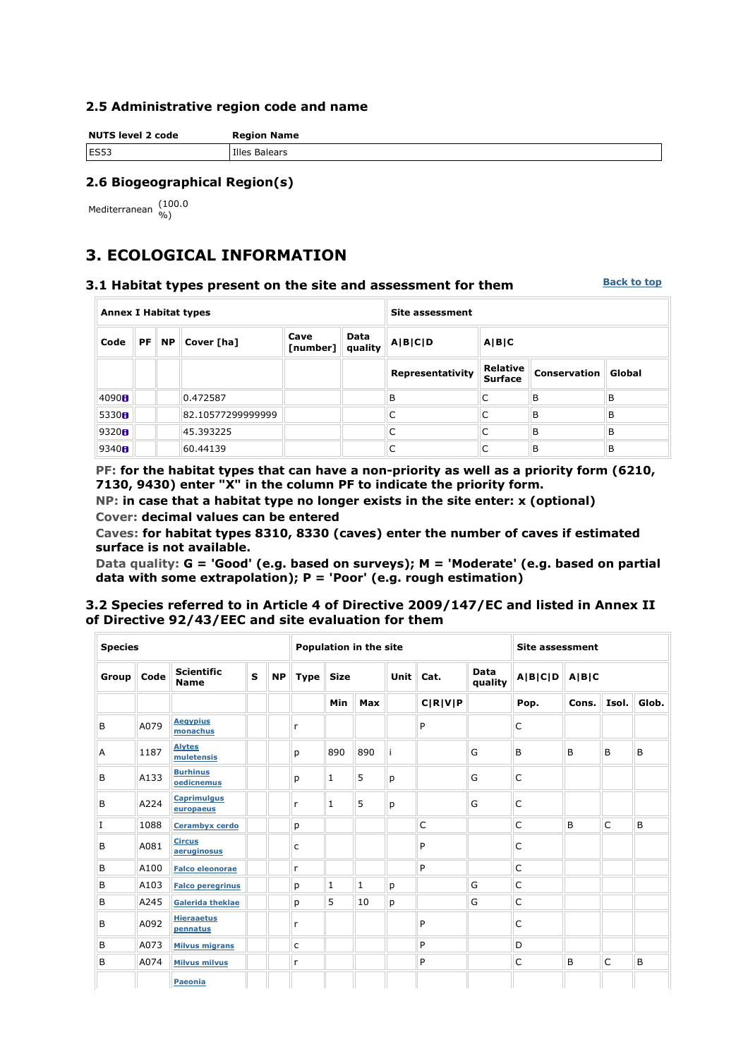### 2.5 Administrative region code and name

| NUTS level 2 code | Region Name |
|---|---|
| ES53 | Illes Balears |

### 2.6 Biogeographical Region(s)

Mediterranean (100.0 %)

## 3. ECOLOGICAL INFORMATION

### 3.1 Habitat types present on the site and assessment for them

Back to top

| Annex I Habitat types | | | | | | Site assessment | | | |
|---|---|---|---|---|---|---|---|---|---|
| Code | PF | NP | Cover [ha] | Cave [number] | Data quality | A\|B\|C\|D | A\|B\|C | | |
| | | | | | | Representativity | Relative Surface | Conservation | Global |
| 4090 | | | 0.472587 | | | B | C | B | B |
| 5330 | | | 82.10577299999999 | | | C | C | B | B |
| 9320 | | | 45.393225 | | | C | C | B | B |
| 9340 | | | 60.44139 | | | C | C | B | B |

**PF: for the habitat types that can have a non-priority as well as a priority form (6210, 7130, 9430) enter "X" in the column PF to indicate the priority form.**
**NP: in case that a habitat type no longer exists in the site enter: x (optional)**
**Cover: decimal values can be entered**
**Caves: for habitat types 8310, 8330 (caves) enter the number of caves if estimated surface is not available.**
**Data quality: G = 'Good' (e.g. based on surveys); M = 'Moderate' (e.g. based on partial data with some extrapolation); P = 'Poor' (e.g. rough estimation)**

### 3.2 Species referred to in Article 4 of Directive 2009/147/EC and listed in Annex II of Directive 92/43/EEC and site evaluation for them

| Species | | | | | Population in the site | | | | | | Site assessment | | | |
|---|---|---|---|---|---|---|---|---|---|---|---|---|---|---|
| Group | Code | Scientific Name | S | NP | Type | Size | | Unit | Cat. | Data quality | A\|B\|C\|D | A\|B\|C | | |
| | | | | | | Min | Max | | C\|R\|V\|P | | Pop. | Cons. | Isol. | Glob. |
| B | A079 | Aegypius monachus | | | r | | | | P | | C | | | |
| A | 1187 | Alytes muletensis | | | p | 890 | 890 | i | | G | B | B | B | B |
| B | A133 | Burhinus oedicnemus | | | p | 1 | 5 | p | | G | C | | | |
| B | A224 | Caprimulgus europaeus | | | r | 1 | 5 | p | | G | C | | | |
| I | 1088 | Cerambyx cerdo | | | p | | | | C | | C | B | C | B |
| B | A081 | Circus aeruginosus | | | c | | | | P | | C | | | |
| B | A100 | Falco eleonorae | | | r | | | | P | | C | | | |
| B | A103 | Falco peregrinus | | | p | 1 | 1 | p | | G | C | | | |
| B | A245 | Galerida theklae | | | p | 5 | 10 | p | | G | C | | | |
| B | A092 | Hieraaetus pennatus | | | r | | | | P | | C | | | |
| B | A073 | Milvus migrans | | | c | | | | P | | D | | | |
| B | A074 | Milvus milvus | | | r | | | | P | | C | B | C | B |
| | | Paeonia | | | | | | | | | | | | |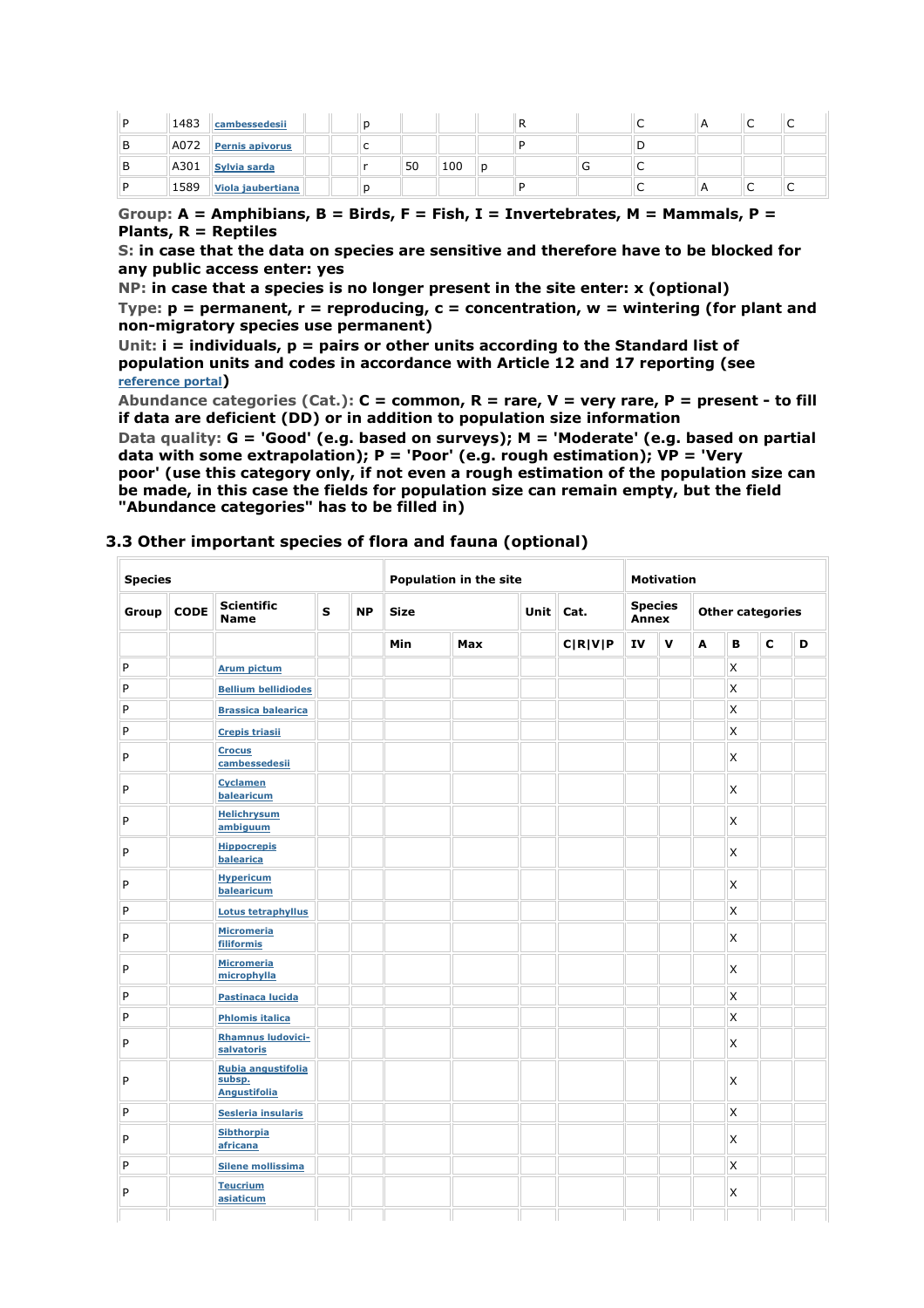| Group | Code | Scientific Name | S | NP | T | Size Min | Size Max | Unit | Cat. | D.qual. | Pop. | Con. | Iso. | Glo. |
|---|---|---|---|---|---|---|---|---|---|---|---|---|---|---|
| P | 1483 | cambessedesii | | | p | | | | R | | C | A | C | C |
| B | A072 | Pernis apivorus | | | c | | | | P | | D | | | |
| B | A301 | Sylvia sarda | | | r | 50 | 100 | p | | G | C | | | |
| P | 1589 | Viola jaubertiana | | | p | | | | P | | C | A | C | C |

**Group:** **A = Amphibians, B = Birds, F = Fish, I = Invertebrates, M = Mammals, P = Plants, R = Reptiles**

**S:** **in case that the data on species are sensitive and therefore have to be blocked for any public access enter: yes**

**NP:** **in case that a species is no longer present in the site enter: x (optional)**

**Type:** **p = permanent, r = reproducing, c = concentration, w = wintering (for plant and non-migratory species use permanent)**

**Unit:** **i = individuals, p = pairs or other units according to the Standard list of population units and codes in accordance with Article 12 and 17 reporting (see reference portal)**

**Abundance categories (Cat.):** **C = common, R = rare, V = very rare, P = present - to fill if data are deficient (DD) or in addition to population size information**

**Data quality:** **G = 'Good' (e.g. based on surveys); M = 'Moderate' (e.g. based on partial data with some extrapolation); P = 'Poor' (e.g. rough estimation); VP = 'Very poor' (use this category only, if not even a rough estimation of the population size can be made, in this case the fields for population size can remain empty, but the field "Abundance categories" has to be filled in)**

## 3.3 Other important species of flora and fauna (optional)

| Species | | | | | Population in the site | | | | Motivation | | | | | |
|---|---|---|---|---|---|---|---|---|---|---|---|---|---|---|
| Group | CODE | Scientific Name | S | NP | Size | | Unit | Cat. | Species Annex | | Other categories | | | |
| | | | | | Min | Max | | C\|R\|V\|P | IV | V | A | B | C | D |
| P | | Arum pictum | | | | | | | | | | X | | |
| P | | Bellium bellidiodes | | | | | | | | | | X | | |
| P | | Brassica balearica | | | | | | | | | | X | | |
| P | | Crepis triasii | | | | | | | | | | X | | |
| P | | Crocus cambessedesii | | | | | | | | | | X | | |
| P | | Cyclamen balearicum | | | | | | | | | | X | | |
| P | | Helichrysum ambiguum | | | | | | | | | | X | | |
| P | | Hippocrepis balearica | | | | | | | | | | X | | |
| P | | Hypericum balearicum | | | | | | | | | | X | | |
| P | | Lotus tetraphyllus | | | | | | | | | | X | | |
| P | | Micromeria filiformis | | | | | | | | | | X | | |
| P | | Micromeria microphylla | | | | | | | | | | X | | |
| P | | Pastinaca lucida | | | | | | | | | | X | | |
| P | | Phlomis italica | | | | | | | | | | X | | |
| P | | Rhamnus ludovici-salvatoris | | | | | | | | | | X | | |
| P | | Rubia angustifolia subsp. Angustifolia | | | | | | | | | | X | | |
| P | | Sesleria insularis | | | | | | | | | | X | | |
| P | | Sibthorpia africana | | | | | | | | | | X | | |
| P | | Silene mollissima | | | | | | | | | | X | | |
| P | | Teucrium asiaticum | | | | | | | | | | X | | |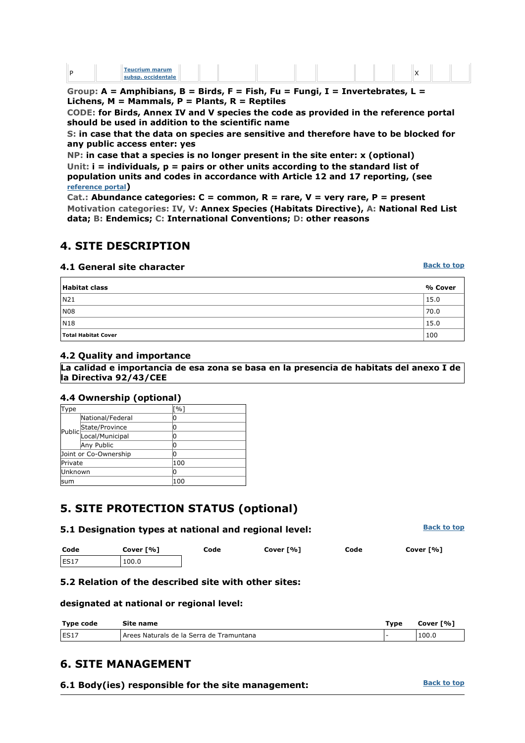| P | | Teucrium marum subsp. occidentale | | | | | | | | | | X | | |
|---|---|---|---|---|---|---|---|---|---|---|---|---|---|---|

**Group: A = Amphibians, B = Birds, F = Fish, Fu = Fungi, I = Invertebrates, L = Lichens, M = Mammals, P = Plants, R = Reptiles**

**CODE: for Birds, Annex IV and V species the code as provided in the reference portal should be used in addition to the scientific name**

**S: in case that the data on species are sensitive and therefore have to be blocked for any public access enter: yes**

**NP: in case that a species is no longer present in the site enter: x (optional)**

**Unit: i = individuals, p = pairs or other units according to the standard list of population units and codes in accordance with Article 12 and 17 reporting, (see reference portal)**

**Cat.: Abundance categories: C = common, R = rare, V = very rare, P = present**

**Motivation categories: IV, V: Annex Species (Habitats Directive), A: National Red List data; B: Endemics; C: International Conventions; D: other reasons**

# 4. SITE DESCRIPTION

### 4.1 General site character

Back to top

| Habitat class | % Cover |
|---|---|
| N21 | 15.0 |
| N08 | 70.0 |
| N18 | 15.0 |
| **Total Habitat Cover** | 100 |

### 4.2 Quality and importance

**La calidad e importancia de esa zona se basa en la presencia de habitats del anexo I de la Directiva 92/43/CEE**

### 4.4 Ownership (optional)

| Type | | [%] |
|---|---|---|
| Public | National/Federal | 0 |
| | State/Province | 0 |
| | Local/Municipal | 0 |
| | Any Public | 0 |
| Joint or Co-Ownership | | 0 |
| Private | | 100 |
| Unknown | | 0 |
| sum | | 100 |

# 5. SITE PROTECTION STATUS (optional)

### 5.1 Designation types at national and regional level:

Back to top

| Code | Cover [%] | Code | Cover [%] | Code | Cover [%] |
|---|---|---|---|---|---|
| ES17 | 100.0 | | | | |

### 5.2 Relation of the described site with other sites:

#### designated at national or regional level:

| Type code | Site name | Type | Cover [%] |
|---|---|---|---|
| ES17 | Arees Naturals de la Serra de Tramuntana | - | 100.0 |

# 6. SITE MANAGEMENT

### 6.1 Body(ies) responsible for the site management:

Back to top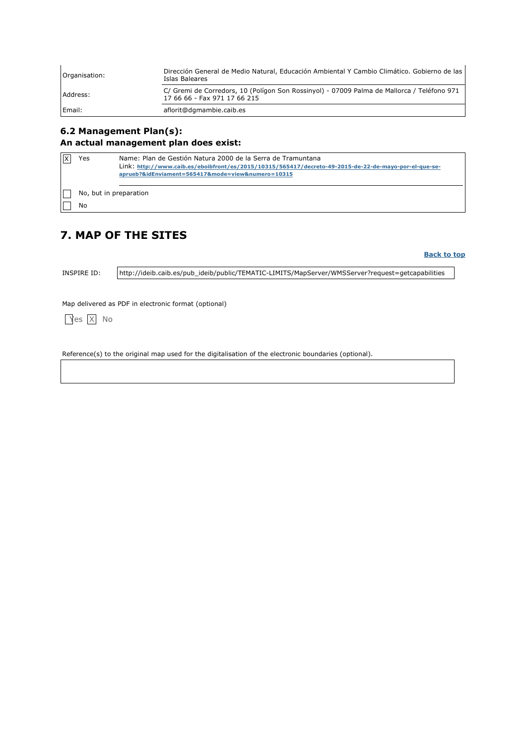| | |
|---|---|
| Organisation: | Dirección General de Medio Natural, Educación Ambiental Y Cambio Climático. Gobierno de las Islas Baleares |
| Address: | C/ Gremi de Corredors, 10 (Polígon Son Rossinyol) - 07009 Palma de Mallorca / Teléfono 971 17 66 66 - Fax 971 17 66 215 |
| Email: | aflorit@dgmambie.caib.es |

### 6.2 Management Plan(s):

### An actual management plan does exist:

| | | |
|---|---|---|
| X | Yes | Name: Plan de Gestión Natura 2000 de la Serra de Tramuntana<br>Link: **http://www.caib.es/eboibfront/es/2015/10315/565417/decreto-49-2015-de-22-de-mayo-por-el-que-se-aprueb?&idEnviament=565417&mode=view&numero=10315** |
| | No, but in preparation | |
| | No | |

## 7. MAP OF THE SITES

**Back to top**

| | |
|---|---|
| INSPIRE ID: | http://ideib.caib.es/pub_ideib/public/TEMATIC-LIMITS/MapServer/WMSServer?request=getcapabilities |

Map delivered as PDF in electronic format (optional)

☐ Yes ☒ No

Reference(s) to the original map used for the digitalisation of the electronic boundaries (optional).